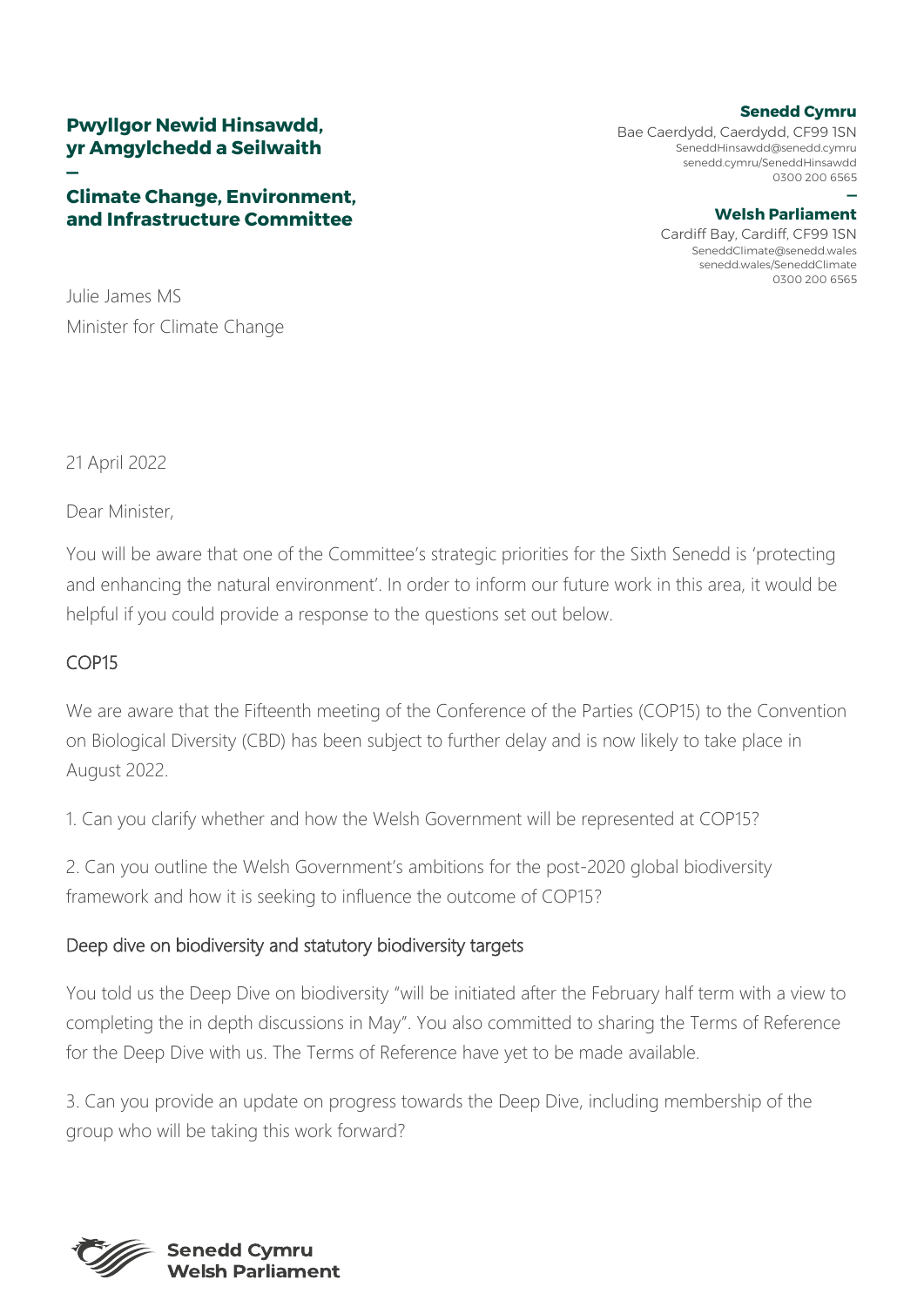**Pwyllgor Newid Hinsawdd, yr Amgylchedd a Seilwaith**

—

**Climate Change, Environment, and Infrastructure Committee**

**Senedd Cymru**
Bae Caerdydd, Caerdydd, CF99 1SN
SeneddHinsawdd@senedd.cymru
senedd.cymru/SeneddHinsawdd
0300 200 6565

—

**Welsh Parliament**
Cardiff Bay, Cardiff, CF99 1SN
SeneddClimate@senedd.wales
senedd.wales/SeneddClimate
0300 200 6565

Julie James MS
Minister for Climate Change

21 April 2022

Dear Minister,

You will be aware that one of the Committee's strategic priorities for the Sixth Senedd is 'protecting and enhancing the natural environment'. In order to inform our future work in this area, it would be helpful if you could provide a response to the questions set out below.

## COP15

We are aware that the Fifteenth meeting of the Conference of the Parties (COP15) to the Convention on Biological Diversity (CBD) has been subject to further delay and is now likely to take place in August 2022.

1. Can you clarify whether and how the Welsh Government will be represented at COP15?

2. Can you outline the Welsh Government's ambitions for the post-2020 global biodiversity framework and how it is seeking to influence the outcome of COP15?

## Deep dive on biodiversity and statutory biodiversity targets

You told us the Deep Dive on biodiversity "will be initiated after the February half term with a view to completing the in depth discussions in May". You also committed to sharing the Terms of Reference for the Deep Dive with us. The Terms of Reference have yet to be made available.

3. Can you provide an update on progress towards the Deep Dive, including membership of the group who will be taking this work forward?

**Senedd Cymru**
**Welsh Parliament**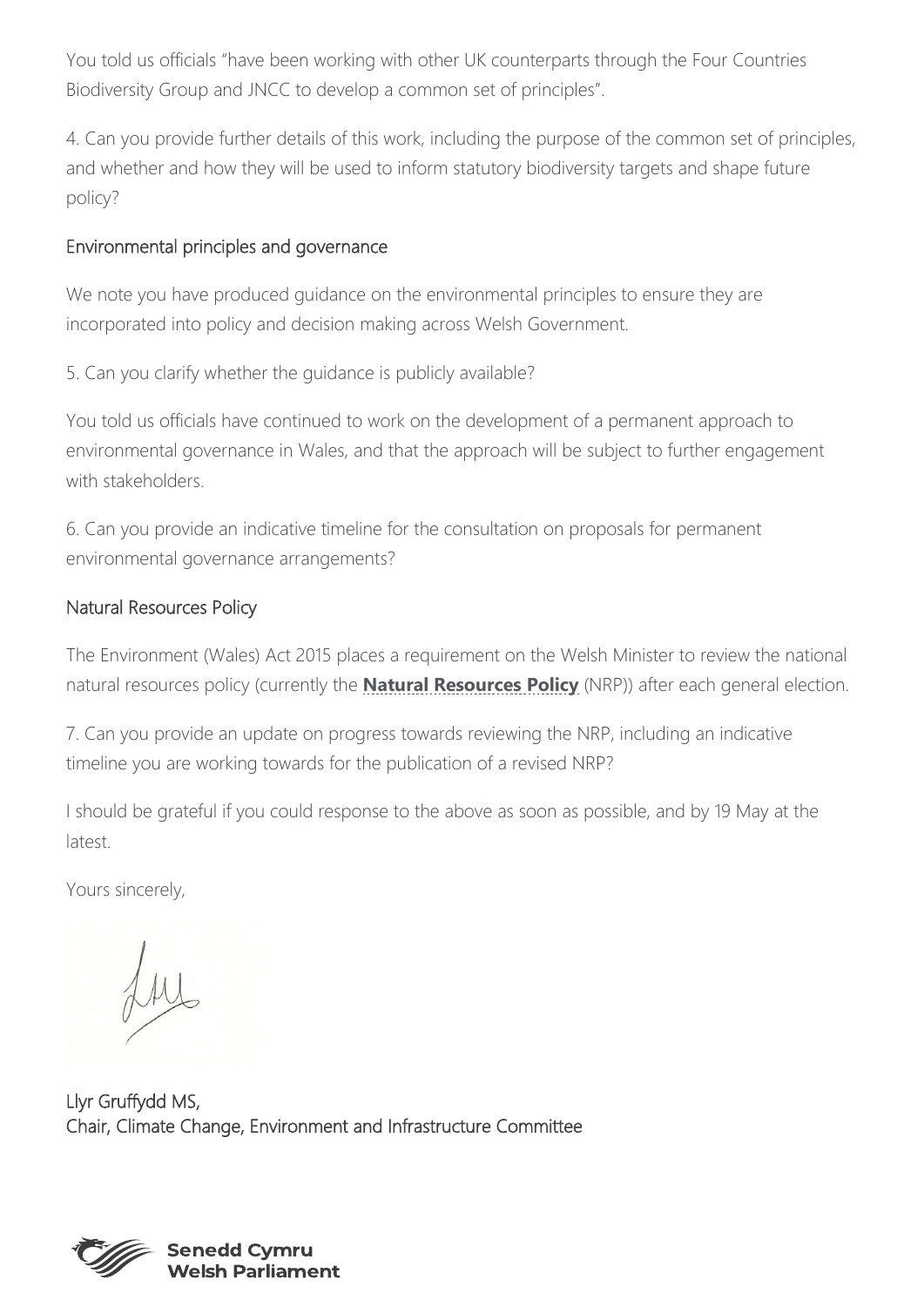You told us officials "have been working with other UK counterparts through the Four Countries Biodiversity Group and JNCC to develop a common set of principles".

4. Can you provide further details of this work, including the purpose of the common set of principles, and whether and how they will be used to inform statutory biodiversity targets and shape future policy?

## Environmental principles and governance

We note you have produced guidance on the environmental principles to ensure they are incorporated into policy and decision making across Welsh Government.

5. Can you clarify whether the guidance is publicly available?

You told us officials have continued to work on the development of a permanent approach to environmental governance in Wales, and that the approach will be subject to further engagement with stakeholders.

6. Can you provide an indicative timeline for the consultation on proposals for permanent environmental governance arrangements?

## Natural Resources Policy

The Environment (Wales) Act 2015 places a requirement on the Welsh Minister to review the national natural resources policy (currently the **Natural Resources Policy** (NRP)) after each general election.

7. Can you provide an update on progress towards reviewing the NRP, including an indicative timeline you are working towards for the publication of a revised NRP?

I should be grateful if you could response to the above as soon as possible, and by 19 May at the latest.

Yours sincerely,

Llyr Gruffydd MS,
Chair, Climate Change, Environment and Infrastructure Committee

**Senedd Cymru**
**Welsh Parliament**